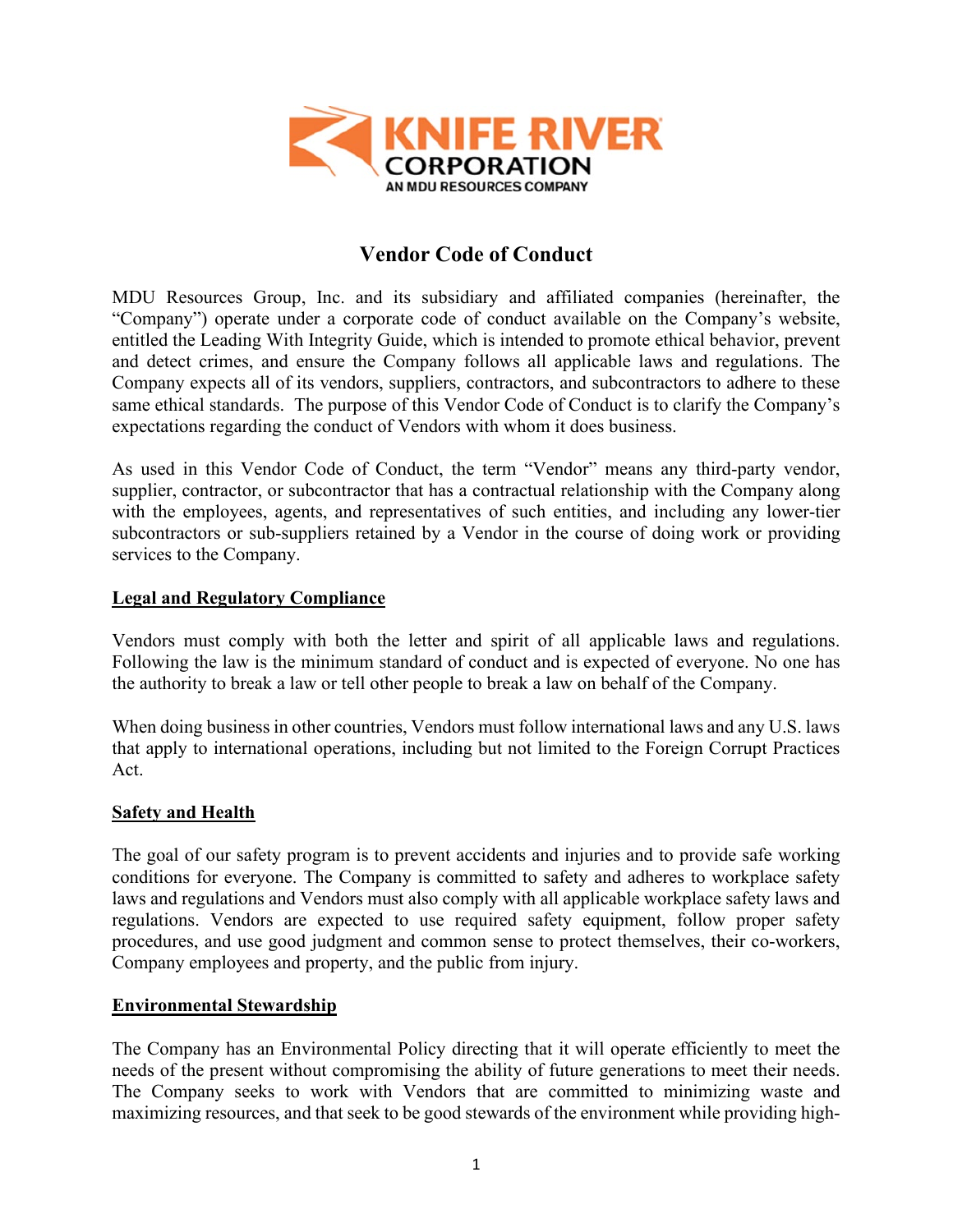KNIFE RIVER CORPORATION
AN MDU RESOURCES COMPANY

# Vendor Code of Conduct

MDU Resources Group, Inc. and its subsidiary and affiliated companies (hereinafter, the "Company") operate under a corporate code of conduct available on the Company's website, entitled the Leading With Integrity Guide, which is intended to promote ethical behavior, prevent and detect crimes, and ensure the Company follows all applicable laws and regulations. The Company expects all of its vendors, suppliers, contractors, and subcontractors to adhere to these same ethical standards. The purpose of this Vendor Code of Conduct is to clarify the Company's expectations regarding the conduct of Vendors with whom it does business.

As used in this Vendor Code of Conduct, the term "Vendor" means any third-party vendor, supplier, contractor, or subcontractor that has a contractual relationship with the Company along with the employees, agents, and representatives of such entities, and including any lower-tier subcontractors or sub-suppliers retained by a Vendor in the course of doing work or providing services to the Company.

## Legal and Regulatory Compliance

Vendors must comply with both the letter and spirit of all applicable laws and regulations. Following the law is the minimum standard of conduct and is expected of everyone. No one has the authority to break a law or tell other people to break a law on behalf of the Company.

When doing business in other countries, Vendors must follow international laws and any U.S. laws that apply to international operations, including but not limited to the Foreign Corrupt Practices Act.

## Safety and Health

The goal of our safety program is to prevent accidents and injuries and to provide safe working conditions for everyone. The Company is committed to safety and adheres to workplace safety laws and regulations and Vendors must also comply with all applicable workplace safety laws and regulations. Vendors are expected to use required safety equipment, follow proper safety procedures, and use good judgment and common sense to protect themselves, their co-workers, Company employees and property, and the public from injury.

## Environmental Stewardship

The Company has an Environmental Policy directing that it will operate efficiently to meet the needs of the present without compromising the ability of future generations to meet their needs. The Company seeks to work with Vendors that are committed to minimizing waste and maximizing resources, and that seek to be good stewards of the environment while providing high-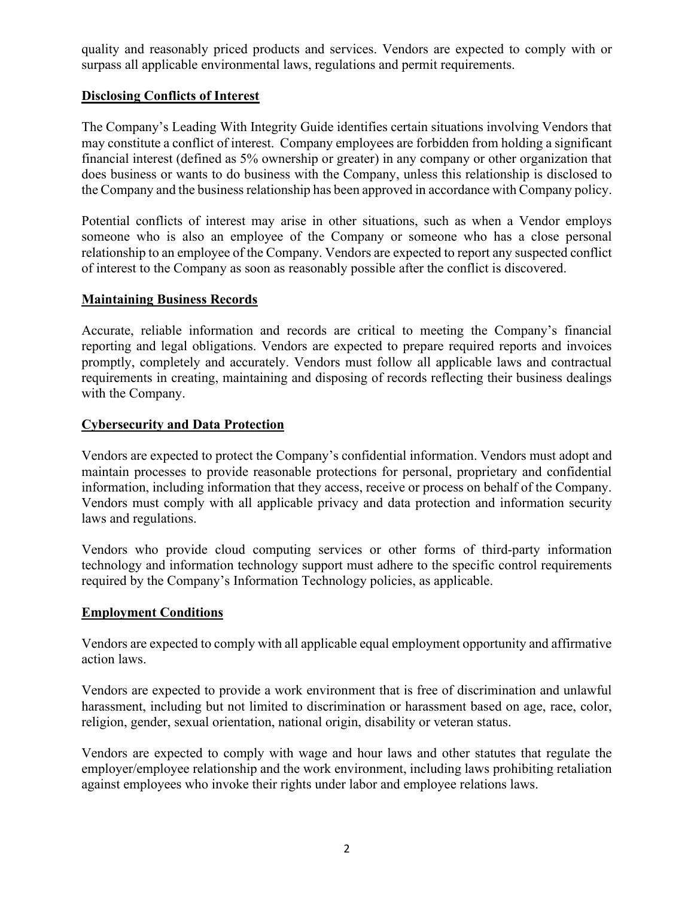quality and reasonably priced products and services. Vendors are expected to comply with or surpass all applicable environmental laws, regulations and permit requirements.

## Disclosing Conflicts of Interest

The Company's Leading With Integrity Guide identifies certain situations involving Vendors that may constitute a conflict of interest. Company employees are forbidden from holding a significant financial interest (defined as 5% ownership or greater) in any company or other organization that does business or wants to do business with the Company, unless this relationship is disclosed to the Company and the business relationship has been approved in accordance with Company policy.

Potential conflicts of interest may arise in other situations, such as when a Vendor employs someone who is also an employee of the Company or someone who has a close personal relationship to an employee of the Company. Vendors are expected to report any suspected conflict of interest to the Company as soon as reasonably possible after the conflict is discovered.

## Maintaining Business Records

Accurate, reliable information and records are critical to meeting the Company's financial reporting and legal obligations. Vendors are expected to prepare required reports and invoices promptly, completely and accurately. Vendors must follow all applicable laws and contractual requirements in creating, maintaining and disposing of records reflecting their business dealings with the Company.

## Cybersecurity and Data Protection

Vendors are expected to protect the Company's confidential information. Vendors must adopt and maintain processes to provide reasonable protections for personal, proprietary and confidential information, including information that they access, receive or process on behalf of the Company. Vendors must comply with all applicable privacy and data protection and information security laws and regulations.

Vendors who provide cloud computing services or other forms of third-party information technology and information technology support must adhere to the specific control requirements required by the Company's Information Technology policies, as applicable.

## Employment Conditions

Vendors are expected to comply with all applicable equal employment opportunity and affirmative action laws.

Vendors are expected to provide a work environment that is free of discrimination and unlawful harassment, including but not limited to discrimination or harassment based on age, race, color, religion, gender, sexual orientation, national origin, disability or veteran status.

Vendors are expected to comply with wage and hour laws and other statutes that regulate the employer/employee relationship and the work environment, including laws prohibiting retaliation against employees who invoke their rights under labor and employee relations laws.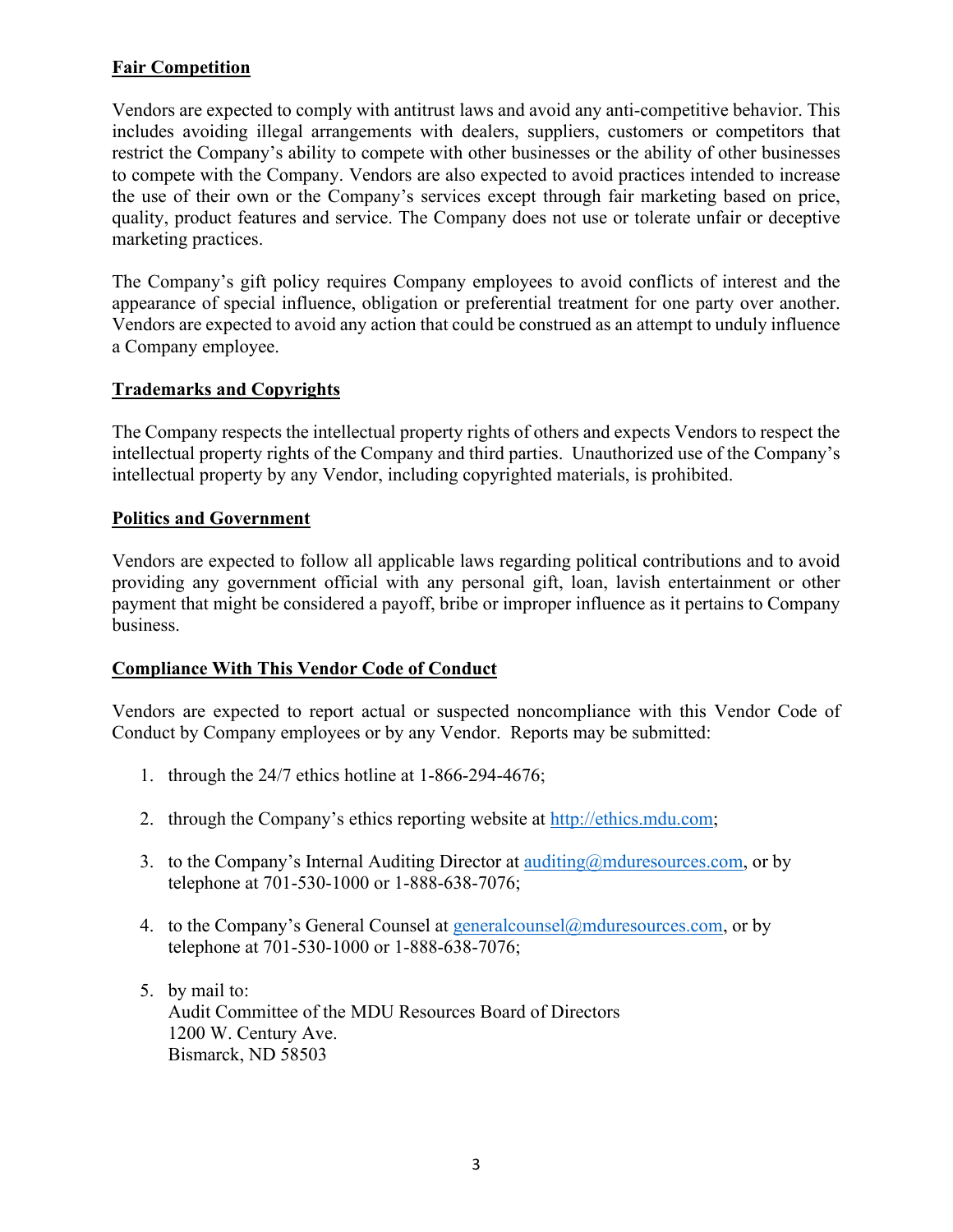## Fair Competition

Vendors are expected to comply with antitrust laws and avoid any anti-competitive behavior. This includes avoiding illegal arrangements with dealers, suppliers, customers or competitors that restrict the Company's ability to compete with other businesses or the ability of other businesses to compete with the Company. Vendors are also expected to avoid practices intended to increase the use of their own or the Company's services except through fair marketing based on price, quality, product features and service. The Company does not use or tolerate unfair or deceptive marketing practices.

The Company's gift policy requires Company employees to avoid conflicts of interest and the appearance of special influence, obligation or preferential treatment for one party over another. Vendors are expected to avoid any action that could be construed as an attempt to unduly influence a Company employee.

## Trademarks and Copyrights

The Company respects the intellectual property rights of others and expects Vendors to respect the intellectual property rights of the Company and third parties. Unauthorized use of the Company's intellectual property by any Vendor, including copyrighted materials, is prohibited.

## Politics and Government

Vendors are expected to follow all applicable laws regarding political contributions and to avoid providing any government official with any personal gift, loan, lavish entertainment or other payment that might be considered a payoff, bribe or improper influence as it pertains to Company business.

## Compliance With This Vendor Code of Conduct

Vendors are expected to report actual or suspected noncompliance with this Vendor Code of Conduct by Company employees or by any Vendor. Reports may be submitted:

1. through the 24/7 ethics hotline at 1-866-294-4676;

2. through the Company's ethics reporting website at http://ethics.mdu.com;

3. to the Company's Internal Auditing Director at auditing@mduresources.com, or by telephone at 701-530-1000 or 1-888-638-7076;

4. to the Company's General Counsel at generalcounsel@mduresources.com, or by telephone at 701-530-1000 or 1-888-638-7076;

5. by mail to:
   Audit Committee of the MDU Resources Board of Directors
   1200 W. Century Ave.
   Bismarck, ND 58503